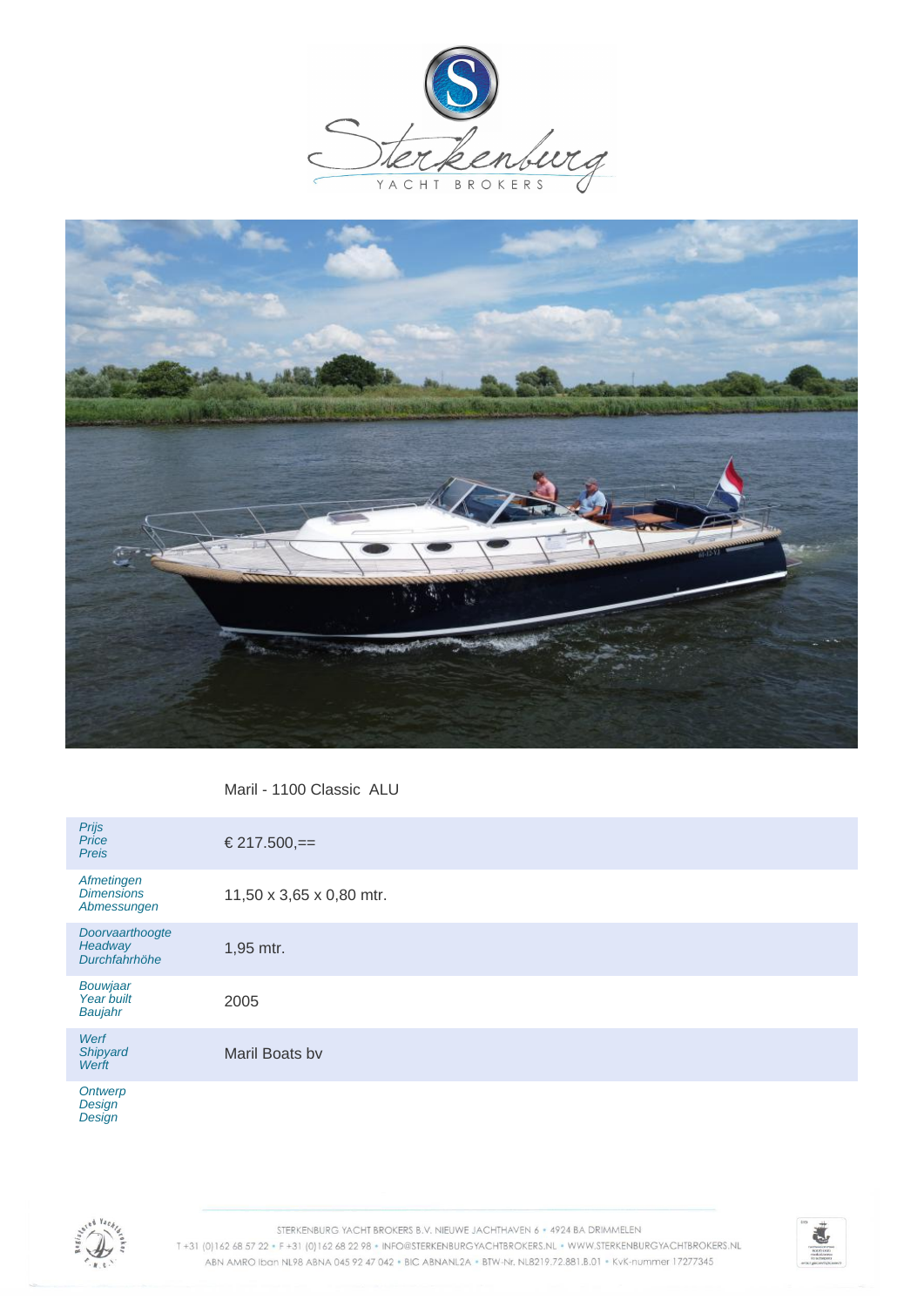# Maril - 1100 Classic ALU

| | |
|---|---|
| *Prijs*<br>*Price*<br>*Preis* | € 217.500,== |
| *Afmetingen*<br>*Dimensions*<br>*Abmessungen* | 11,50 x 3,65 x 0,80 mtr. |
| *Doorvaarthoogte*<br>*Headway*<br>*Durchfahrhöhe* | 1,95 mtr. |
| *Bouwjaar*<br>*Year built*<br>*Baujahr* | 2005 |
| *Werf*<br>*Shipyard*<br>*Werft* | Maril Boats bv |
| *Ontwerp*<br>*Design*<br>*Design* | |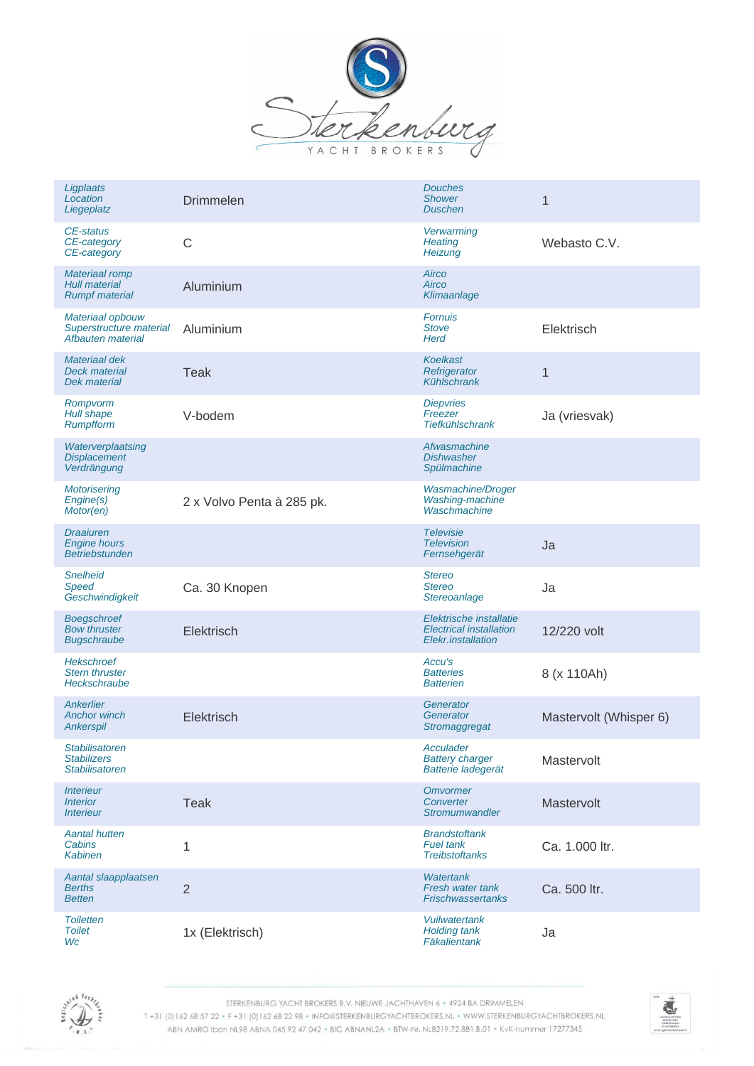| | | | |
|---|---|---|---|
| *Ligplaats*<br>*Location*<br>*Liegeplatz* | Drimmelen | *Douches*<br>*Shower*<br>*Duschen* | 1 |
| *CE-status*<br>*CE-category*<br>*CE-category* | C | *Verwarming*<br>*Heating*<br>*Heizung* | Webasto C.V. |
| *Materiaal romp*<br>*Hull material*<br>*Rumpf material* | Aluminium | *Airco*<br>*Airco*<br>*Klimaanlage* | |
| *Materiaal opbouw*<br>*Superstructure material*<br>*Afbauten material* | Aluminium | *Fornuis*<br>*Stove*<br>*Herd* | Elektrisch |
| *Materiaal dek*<br>*Deck material*<br>*Dek material* | Teak | *Koelkast*<br>*Refrigerator*<br>*Kühlschrank* | 1 |
| *Rompvorm*<br>*Hull shape*<br>*Rumpfform* | V-bodem | *Diepvries*<br>*Freezer*<br>*Tiefkühlschrank* | Ja (vriesvak) |
| *Waterverplaatsing*<br>*Displacement*<br>*Verdrängung* | | *Afwasmachine*<br>*Dishwasher*<br>*Spülmachine* | |
| *Motorisering*<br>*Engine(s)*<br>*Motor(en)* | 2 x Volvo Penta à 285 pk. | *Wasmachine/Droger*<br>*Washing-machine*<br>*Waschmachine* | |
| *Draaiuren*<br>*Engine hours*<br>*Betriebstunden* | | *Televisie*<br>*Television*<br>*Fernsehgerät* | Ja |
| *Snelheid*<br>*Speed*<br>*Geschwindigkeit* | Ca. 30 Knopen | *Stereo*<br>*Stereo*<br>*Stereoanlage* | Ja |
| *Boegschroef*<br>*Bow thruster*<br>*Bugschraube* | Elektrisch | *Elektrische installatie*<br>*Electrical installation*<br>*Elekr.installation* | 12/220 volt |
| *Hekschroef*<br>*Stern thruster*<br>*Heckschraube* | | *Accu's*<br>*Batteries*<br>*Batterien* | 8 (x 110Ah) |
| *Ankerlier*<br>*Anchor winch*<br>*Ankerspil* | Elektrisch | *Generator*<br>*Generator*<br>*Stromaggregat* | Mastervolt (Whisper 6) |
| *Stabilisatoren*<br>*Stabilizers*<br>*Stabilisatoren* | | *Acculader*<br>*Battery charger*<br>*Batterie ladegerät* | Mastervolt |
| *Interieur*<br>*Interior*<br>*Interieur* | Teak | *Omvormer*<br>*Converter*<br>*Stromumwandler* | Mastervolt |
| *Aantal hutten*<br>*Cabins*<br>*Kabinen* | 1 | *Brandstoftank*<br>*Fuel tank*<br>*Treibstoftanks* | Ca. 1.000 ltr. |
| *Aantal slaapplaatsen*<br>*Berths*<br>*Betten* | 2 | *Watertank*<br>*Fresh water tank*<br>*Frischwassertanks* | Ca. 500 ltr. |
| *Toiletten*<br>*Toilet*<br>*Wc* | 1x (Elektrisch) | *Vuilwatertank*<br>*Holding tank*<br>*Fäkalientank* | Ja |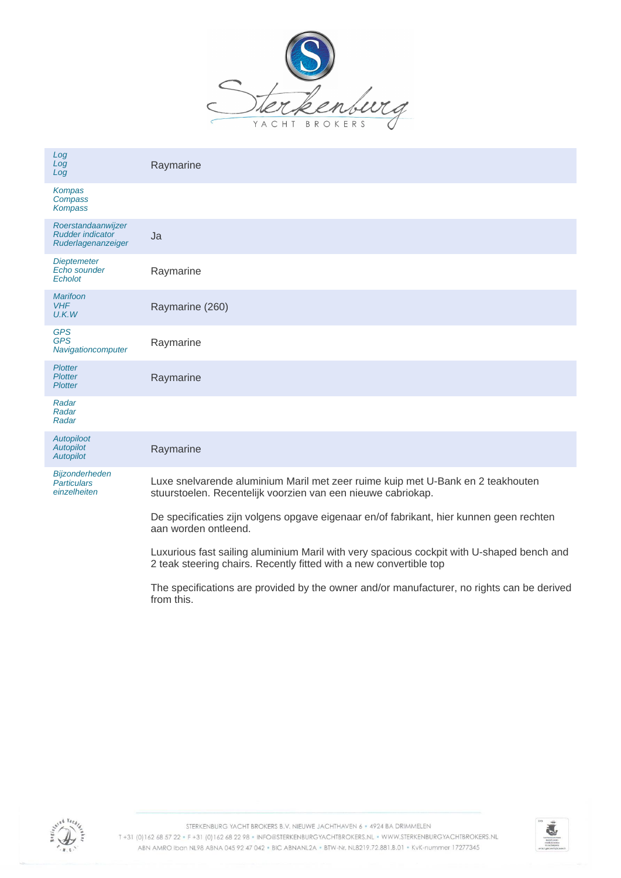| | |
|---|---|
| *Log*<br>*Log*<br>*Log* | Raymarine |
| *Kompas*<br>*Compass*<br>*Kompass* | |
| *Roerstandaanwijzer*<br>*Rudder indicator*<br>*Ruderlagenanzeiger* | Ja |
| *Dieptemeter*<br>*Echo sounder*<br>*Echolot* | Raymarine |
| *Marifoon*<br>*VHF*<br>*U.K.W* | Raymarine (260) |
| *GPS*<br>*GPS*<br>*Navigationcomputer* | Raymarine |
| *Plotter*<br>*Plotter*<br>*Plotter* | Raymarine |
| *Radar*<br>*Radar*<br>*Radar* | |
| *Autopiloot*<br>*Autopilot*<br>*Autopilot* | Raymarine |
| *Bijzonderheden*<br>*Particulars*<br>*einzelheiten* | Luxe snelvarende aluminium Maril met zeer ruime kuip met U-Bank en 2 teakhouten stuurstoelen. Recentelijk voorzien van een nieuwe cabriokap.<br><br>De specificaties zijn volgens opgave eigenaar en/of fabrikant, hier kunnen geen rechten aan worden ontleend.<br><br>Luxurious fast sailing aluminium Maril with very spacious cockpit with U-shaped bench and 2 teak steering chairs. Recently fitted with a new convertible top<br><br>The specifications are provided by the owner and/or manufacturer, no rights can be derived from this. |